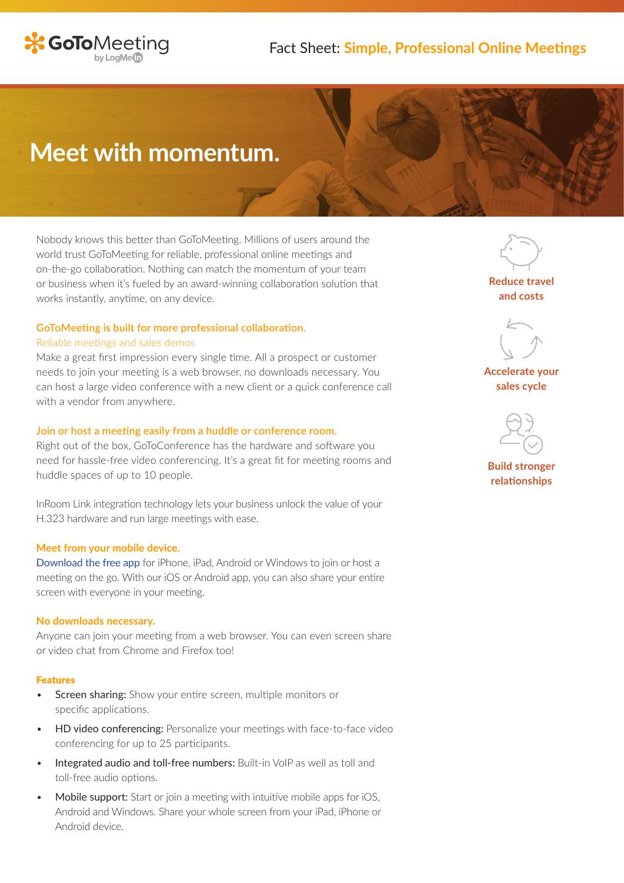GoToMeeting by LogMeIn

Fact Sheet: **Simple, Professional Online Meetings**

# Meet with momentum.

Nobody knows this better than GoToMeeting. Millions of users around the world trust GoToMeeting for reliable, professional online meetings and on-the-go collaboration. Nothing can match the momentum of your team or business when it's fueled by an award-winning collaboration solution that works instantly, anytime, on any device.

**Reduce travel and costs**

**Accelerate your sales cycle**

**Build stronger relationships**

### GoToMeeting is built for more professional collaboration.

Reliable meetings and sales demos

Make a great first impression every single time. All a prospect or customer needs to join your meeting is a web browser, no downloads necessary. You can host a large video conference with a new client or a quick conference call with a vendor from anywhere.

### Join or host a meeting easily from a huddle or conference room.

Right out of the box, GoToConference has the hardware and software you need for hassle-free video conferencing. It's a great fit for meeting rooms and huddle spaces of up to 10 people.

InRoom Link integration technology lets your business unlock the value of your H.323 hardware and run large meetings with ease.

### Meet from your mobile device.

Download the free app for iPhone, iPad, Android or Windows to join or host a meeting on the go. With our iOS or Android app, you can also share your entire screen with everyone in your meeting.

### No downloads necessary.

Anyone can join your meeting from a web browser. You can even screen share or video chat from Chrome and Firefox too!

### Features

- Screen sharing: Show your entire screen, multiple monitors or specific applications.
- HD video conferencing: Personalize your meetings with face-to-face video conferencing for up to 25 participants.
- Integrated audio and toll-free numbers: Built-in VoIP as well as toll and toll-free audio options.
- Mobile support: Start or join a meeting with intuitive mobile apps for iOS, Android and Windows. Share your whole screen from your iPad, iPhone or Android device.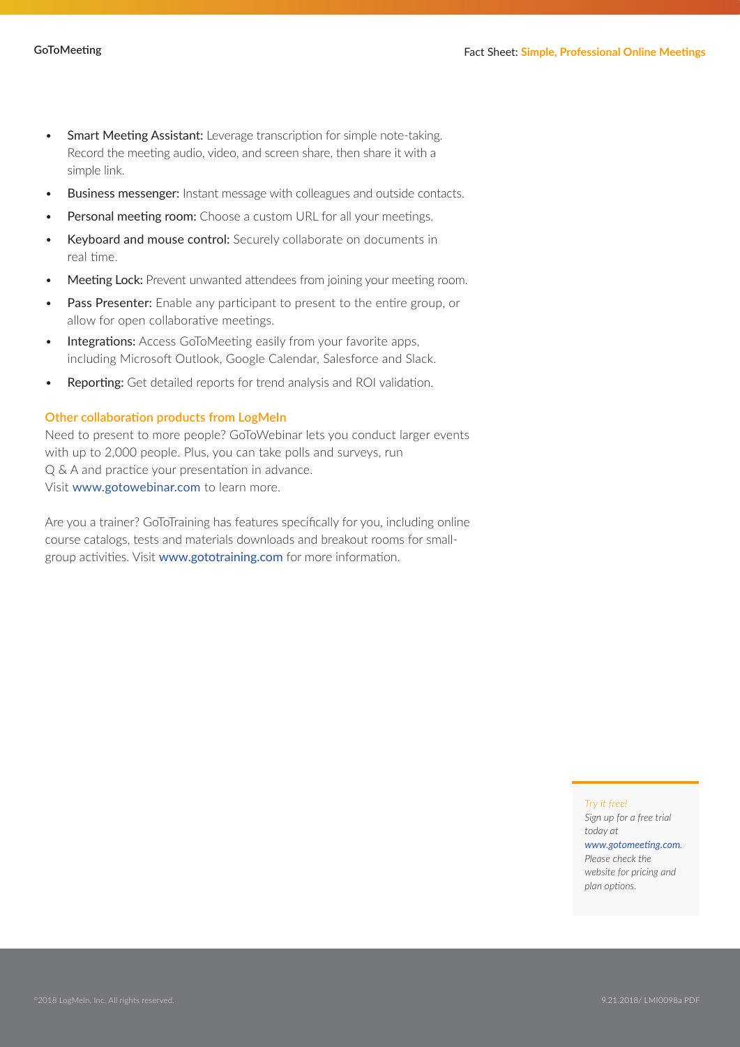- **Smart Meeting Assistant:** Leverage transcription for simple note-taking. Record the meeting audio, video, and screen share, then share it with a simple link.
- **Business messenger:** Instant message with colleagues and outside contacts.
- **Personal meeting room:** Choose a custom URL for all your meetings.
- **Keyboard and mouse control:** Securely collaborate on documents in real time.
- **Meeting Lock:** Prevent unwanted attendees from joining your meeting room.
- **Pass Presenter:** Enable any participant to present to the entire group, or allow for open collaborative meetings.
- **Integrations:** Access GoToMeeting easily from your favorite apps, including Microsoft Outlook, Google Calendar, Salesforce and Slack.
- **Reporting:** Get detailed reports for trend analysis and ROI validation.

### Other collaboration products from LogMeIn

Need to present to more people? GoToWebinar lets you conduct larger events with up to 2,000 people. Plus, you can take polls and surveys, run Q & A and practice your presentation in advance. Visit www.gotowebinar.com to learn more.

Are you a trainer? GoToTraining has features specifically for you, including online course catalogs, tests and materials downloads and breakout rooms for small-group activities. Visit www.gototraining.com for more information.

*Try it free!*
*Sign up for a free trial today at www.gotomeeting.com. Please check the website for pricing and plan options.*

©2018 LogMeIn, Inc. All rights reserved.

9.21.2018/ LMI0098a PDF